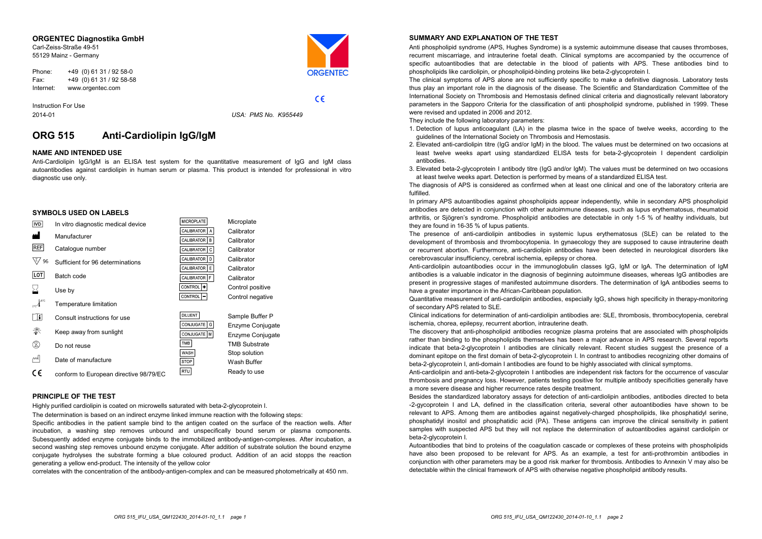**ORGENTEC Diagnostika GmbH**
Carl-Zeiss-Straße 49-51
55129 Mainz - Germany

Phone: +49 (0) 61 31 / 92 58-0
Fax: +49 (0) 61 31 / 92 58-58
Internet: www.orgentec.com

CE

Instruction For Use
2014-01

*USA: PMS No. K955449*

# ORG 515 Anti-Cardiolipin IgG/IgM

## NAME AND INTENDED USE

Anti-Cardiolipin IgG/IgM is an ELISA test system for the quantitative measurement of IgG and IgM class autoantibodies against cardiolipin in human serum or plasma. This product is intended for professional in vitro diagnostic use only.

## SYMBOLS USED ON LABELS

| Symbol | Meaning |
|---|---|
| IVD | In vitro diagnostic medical device |
| | Manufacturer |
| REF | Catalogue number |
| 96 | Sufficient for 96 determinations |
| LOT | Batch code |
| | Use by |
| | Temperature limitation |
| | Consult instructions for use |
| | Keep away from sunlight |
| | Do not reuse |
| | Date of manufacture |
| CE | conform to European directive 98/79/EC |
| MICROPLATE | Microplate |
| CALIBRATOR A | Calibrator |
| CALIBRATOR B | Calibrator |
| CALIBRATOR C | Calibrator |
| CALIBRATOR D | Calibrator |
| CALIBRATOR E | Calibrator |
| CALIBRATOR F | Calibrator |
| CONTROL + | Control positive |
| CONTROL − | Control negative |
| DILUENT | Sample Buffer P |
| CONJUGATE G | Enzyme Conjugate |
| CONJUGATE M | Enzyme Conjugate |
| TMB | TMB Substrate |
| WASH | Stop solution |
| STOP | Wash Buffer |
| RTU | Ready to use |

## PRINCIPLE OF THE TEST

Highly purified cardiolipin is coated on microwells saturated with beta-2-glycoprotein I.

The determination is based on an indirect enzyme linked immune reaction with the following steps:

Specific antibodies in the patient sample bind to the antigen coated on the surface of the reaction wells. After incubation, a washing step removes unbound and unspecifically bound serum or plasma components. Subsequently added enzyme conjugate binds to the immobilized antibody-antigen-complexes. After incubation, a second washing step removes unbound enzyme conjugate. After addition of substrate solution the bound enzyme conjugate hydrolyses the substrate forming a blue coloured product. Addition of an acid stopps the reaction generating a yellow end-product. The intensity of the yellow color

correlates with the concentration of the antibody-antigen-complex and can be measured photometrically at 450 nm.

## SUMMARY AND EXPLANATION OF THE TEST

Anti phospholipid syndrome (APS, Hughes Syndrome) is a systemic autoimmune disease that causes thromboses, recurrent miscarriage, and intrauterine foetal death. Clinical symptoms are accompanied by the occurrence of specific autoantibodies that are detectable in the blood of patients with APS. These antibodies bind to phospholipids like cardiolipin, or phospholipid-binding proteins like beta-2-glycoprotein I.

The clinical symptoms of APS alone are not sufficiently specific to make a definitive diagnosis. Laboratory tests thus play an important role in the diagnosis of the disease. The Scientific and Standardization Committee of the International Society on Thrombosis and Hemostasis defined clinical criteria and diagnostically relevant laboratory parameters in the Sapporo Criteria for the classification of anti phospholipid syndrome, published in 1999. These were revised and updated in 2006 and 2012.

They include the following laboratory parameters:

1. Detection of lupus anticoagulant (LA) in the plasma twice in the space of twelve weeks, according to the guidelines of the International Society on Thrombosis and Hemostasis.
2. Elevated anti-cardiolipin titre (IgG and/or IgM) in the blood. The values must be determined on two occasions at least twelve weeks apart using standardized ELISA tests for beta-2-glycoprotein I dependent cardiolipin antibodies.
3. Elevated beta-2-glycoprotein I antibody titre (IgG and/or IgM). The values must be determined on two occasions at least twelve weeks apart. Detection is performed by means of a standardized ELISA test.

The diagnosis of APS is considered as confirmed when at least one clinical and one of the laboratory criteria are fulfilled.

In primary APS autoantibodies against phospholipids appear independently, while in secondary APS phospholipid antibodies are detected in conjunction with other autoimmune diseases, such as lupus erythematosus, rheumatoid arthritis, or Sjögren's syndrome. Phospholipid antibodies are detectable in only 1-5 % of healthy individuals, but they are found in 16-35 % of lupus patients.

The presence of anti-cardiolipin antibodies in systemic lupus erythematosus (SLE) can be related to the development of thrombosis and thrombocytopenia. In gynaecology they are supposed to cause intrauterine death or recurrent abortion. Furthermore, anti-cardiolipin antibodies have been detected in neurological disorders like cerebrovascular insufficiency, cerebral ischemia, epilepsy or chorea.

Anti-cardiolipin autoantibodies occur in the immunoglobulin classes IgG, IgM or IgA. The determination of IgM antibodies is a valuable indicator in the diagnosis of beginning autoimmune diseases, whereas IgG antibodies are present in progressive stages of manifested autoimmune disorders. The determination of IgA antibodies seems to have a greater importance in the African-Caribbean population.

Quantitative measurement of anti-cardiolipin antibodies, especially IgG, shows high specificity in therapy-monitoring of secondary APS related to SLE.

Clinical indications for determination of anti-cardiolipin antibodies are: SLE, thrombosis, thrombocytopenia, cerebral ischemia, chorea, epilepsy, recurrent abortion, intrauterine death.

The discovery that anti-phospholipid antibodies recognize plasma proteins that are associated with phospholipids rather than binding to the phospholipids themselves has been a major advance in APS research. Several reports indicate that beta-2-glycoprotein I antibodies are clinically relevant. Recent studies suggest the presence of a dominant epitope on the first domain of beta-2-glycoprotein I. In contrast to antibodies recognizing other domains of beta-2-glycoprotein I, anti-domain I antibodies are found to be highly associated with clinical symptoms.

Anti-cardiolipin and anti-beta-2-glycoprotein I antibodies are independent risk factors for the occurrence of vascular thrombosis and pregnancy loss. However, patients testing positive for multiple antibody specificities generally have a more severe disease and higher recurrence rates despite treatment.

Besides the standardized laboratory assays for detection of anti-cardiolipin antibodies, antibodies directed to beta -2-gycoprotein I and LA, defined in the classification criteria, several other autoantibodies have shown to be relevant to APS. Among them are antibodies against negatively-charged phospholipids, like phosphatidyl serine, phosphatidyl inositol and phosphatidic acid (PA). These antigens can improve the clinical sensitivity in patient samples with suspected APS but they will not replace the determination of autoantibodies against cardiolipin or beta-2-glycoprotein I.

Autoantibodies that bind to proteins of the coagulation cascade or complexes of these proteins with phospholipids have also been proposed to be relevant for APS. As an example, a test for anti-prothrombin antibodies in conjunction with other parameters may be a good risk marker for thrombosis. Antibodies to Annexin V may also be detectable within the clinical framework of APS with otherwise negative phospholipid antibody results.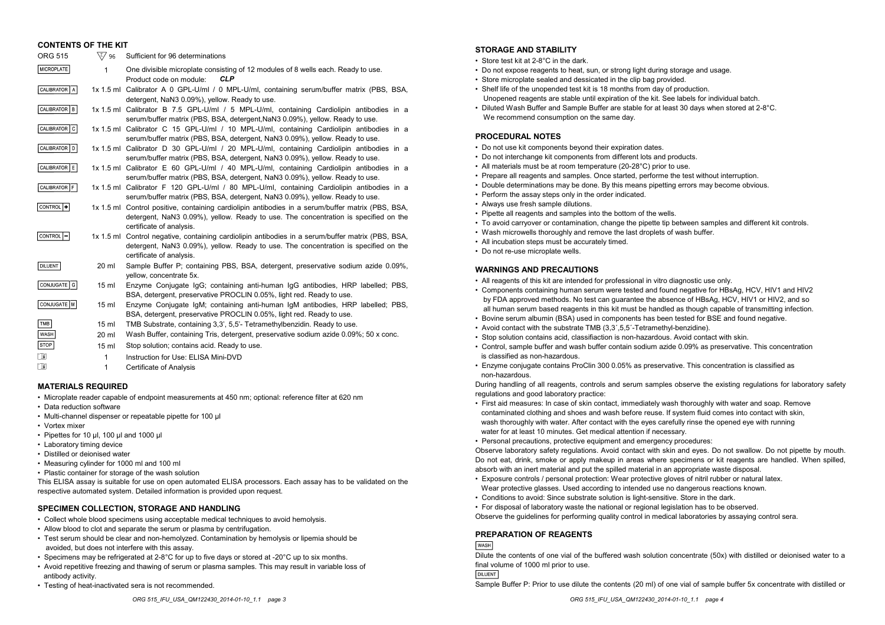## CONTENTS OF THE KIT

| Component | Quantity | Description |
|---|---|---|
| ORG 515 | 96 | Sufficient for 96 determinations |
| MICROPLATE | 1 | One divisible microplate consisting of 12 modules of 8 wells each. Ready to use. Product code on module: ***CLP*** |
| CALIBRATOR A | 1x 1.5 ml | Calibrator A 0 GPL-U/ml / 0 MPL-U/ml, containing serum/buffer matrix (PBS, BSA, detergent, NaN3 0.09%), yellow. Ready to use. |
| CALIBRATOR B | 1x 1.5 ml | Calibrator B 7.5 GPL-U/ml / 5 MPL-U/ml, containing Cardiolipin antibodies in a serum/buffer matrix (PBS, BSA, detergent,NaN3 0.09%), yellow. Ready to use. |
| CALIBRATOR C | 1x 1.5 ml | Calibrator C 15 GPL-U/ml / 10 MPL-U/ml, containing Cardiolipin antibodies in a serum/buffer matrix (PBS, BSA, detergent, NaN3 0.09%), yellow. Ready to use. |
| CALIBRATOR D | 1x 1.5 ml | Calibrator D 30 GPL-U/ml / 20 MPL-U/ml, containing Cardiolipin antibodies in a serum/buffer matrix (PBS, BSA, detergent, NaN3 0.09%), yellow. Ready to use. |
| CALIBRATOR E | 1x 1.5 ml | Calibrator E 60 GPL-U/ml / 40 MPL-U/ml, containing Cardiolipin antibodies in a serum/buffer matrix (PBS, BSA, detergent, NaN3 0.09%), yellow. Ready to use. |
| CALIBRATOR F | 1x 1.5 ml | Calibrator F 120 GPL-U/ml / 80 MPL-U/ml, containing Cardiolipin antibodies in a serum/buffer matrix (PBS, BSA, detergent, NaN3 0.09%), yellow. Ready to use. |
| CONTROL + | 1x 1.5 ml | Control positive, containing cardiolipin antibodies in a serum/buffer matrix (PBS, BSA, detergent, NaN3 0.09%), yellow. Ready to use. The concentration is specified on the certificate of analysis. |
| CONTROL − | 1x 1.5 ml | Control negative, containing cardiolipin antibodies in a serum/buffer matrix (PBS, BSA, detergent, NaN3 0.09%), yellow. Ready to use. The concentration is specified on the certificate of analysis. |
| DILUENT | 20 ml | Sample Buffer P; containing PBS, BSA, detergent, preservative sodium azide 0.09%, yellow, concentrate 5x. |
| CONJUGATE G | 15 ml | Enzyme Conjugate IgG; containing anti-human IgG antibodies, HRP labelled; PBS, BSA, detergent, preservative PROCLIN 0.05%, light red. Ready to use. |
| CONJUGATE M | 15 ml | Enzyme Conjugate IgM; containing anti-human IgM antibodies, HRP labelled; PBS, BSA, detergent, preservative PROCLIN 0.05%, light red. Ready to use. |
| TMB | 15 ml | TMB Substrate, containing 3,3', 5,5'- Tetramethylbenzidin. Ready to use. |
| WASH | 20 ml | Wash Buffer, containing Tris, detergent, preservative sodium azide 0.09%; 50 x conc. |
| STOP | 15 ml | Stop solution; contains acid. Ready to use. |
| i | 1 | Instruction for Use: ELISA Mini-DVD |
| i | 1 | Certificate of Analysis |

## MATERIALS REQUIRED

- Microplate reader capable of endpoint measurements at 450 nm; optional: reference filter at 620 nm
- Data reduction software
- Multi-channel dispenser or repeatable pipette for 100 µl
- Vortex mixer
- Pipettes for 10 µl, 100 µl and 1000 µl
- Laboratory timing device
- Distilled or deionised water
- Measuring cylinder for 1000 ml and 100 ml
- Plastic container for storage of the wash solution

This ELISA assay is suitable for use on open automated ELISA processors. Each assay has to be validated on the respective automated system. Detailed information is provided upon request.

## SPECIMEN COLLECTION, STORAGE AND HANDLING

- Collect whole blood specimens using acceptable medical techniques to avoid hemolysis.
- Allow blood to clot and separate the serum or plasma by centrifugation.
- Test serum should be clear and non-hemolyzed. Contamination by hemolysis or lipemia should be avoided, but does not interfere with this assay.
- Specimens may be refrigerated at 2-8°C for up to five days or stored at -20°C up to six months.
- Avoid repetitive freezing and thawing of serum or plasma samples. This may result in variable loss of antibody activity.
- Testing of heat-inactivated sera is not recommended.

## STORAGE AND STABILITY

- Store test kit at 2-8°C in the dark.
- Do not expose reagents to heat, sun, or strong light during storage and usage.
- Store microplate sealed and dessicated in the clip bag provided.
- Shelf life of the unopended test kit is 18 months from day of production.
  Unopened reagents are stable until expiration of the kit. See labels for individual batch.
- Diluted Wash Buffer and Sample Buffer are stable for at least 30 days when stored at 2-8°C.
  We recommend consumption on the same day.

## PROCEDURAL NOTES

- Do not use kit components beyond their expiration dates.
- Do not interchange kit components from different lots and products.
- All materials must be at room temperature (20-28°C) prior to use.
- Prepare all reagents and samples. Once started, performe the test without interruption.
- Double determinations may be done. By this means pipetting errors may become obvious.
- Perform the assay steps only in the order indicated.
- Always use fresh sample dilutions.
- Pipette all reagents and samples into the bottom of the wells.
- To avoid carryover or contamination, change the pipette tip between samples and different kit controls.
- Wash microwells thoroughly and remove the last droplets of wash buffer.
- All incubation steps must be accurately timed.
- Do not re-use microplate wells.

## WARNINGS AND PRECAUTIONS

- All reagents of this kit are intended for professional in vitro diagnostic use only.
- Components containing human serum were tested and found negative for HBsAg, HCV, HIV1 and HIV2 by FDA approved methods. No test can guarantee the absence of HBsAg, HCV, HIV1 or HIV2, and so all human serum based reagents in this kit must be handled as though capable of transmitting infection.
- Bovine serum albumin (BSA) used in components has been tested for BSE and found negative.
- Avoid contact with the substrate TMB (3,3´,5,5´-Tetramethyl-benzidine).
- Stop solution contains acid, classifiaction is non-hazardous. Avoid contact with skin.
- Control, sample buffer and wash buffer contain sodium azide 0.09% as preservative. This concentration is classified as non-hazardous.
- Enzyme conjugate contains ProClin 300 0.05% as preservative. This concentration is classified as non-hazardous.

During handling of all reagents, controls and serum samples observe the existing regulations for laboratory safety regulations and good laboratory practice:

- First aid measures: In case of skin contact, immediately wash thoroughly with water and soap. Remove contaminated clothing and shoes and wash before reuse. If system fluid comes into contact with skin, wash thoroughly with water. After contact with the eyes carefully rinse the opened eye with running water for at least 10 minutes. Get medical attention if necessary.
- Personal precautions, protective equipment and emergency procedures:

Observe laboratory safety regulations. Avoid contact with skin and eyes. Do not swallow. Do not pipette by mouth. Do not eat, drink, smoke or apply makeup in areas where specimens or kit reagents are handled. When spilled, absorb with an inert material and put the spilled material in an appropriate waste disposal.

- Exposure controls / personal protection: Wear protective gloves of nitril rubber or natural latex. Wear protective glasses. Used according to intended use no dangerous reactions known.
- Conditions to avoid: Since substrate solution is light-sensitive. Store in the dark.
- For disposal of laboratory waste the national or regional legislation has to be observed.

Observe the guidelines for performing quality control in medical laboratories by assaying control sera.

## PREPARATION OF REAGENTS

WASH

Dilute the contents of one vial of the buffered wash solution concentrate (50x) with distilled or deionised water to a final volume of 1000 ml prior to use.

DILUENT

Sample Buffer P: Prior to use dilute the contents (20 ml) of one vial of sample buffer 5x concentrate with distilled or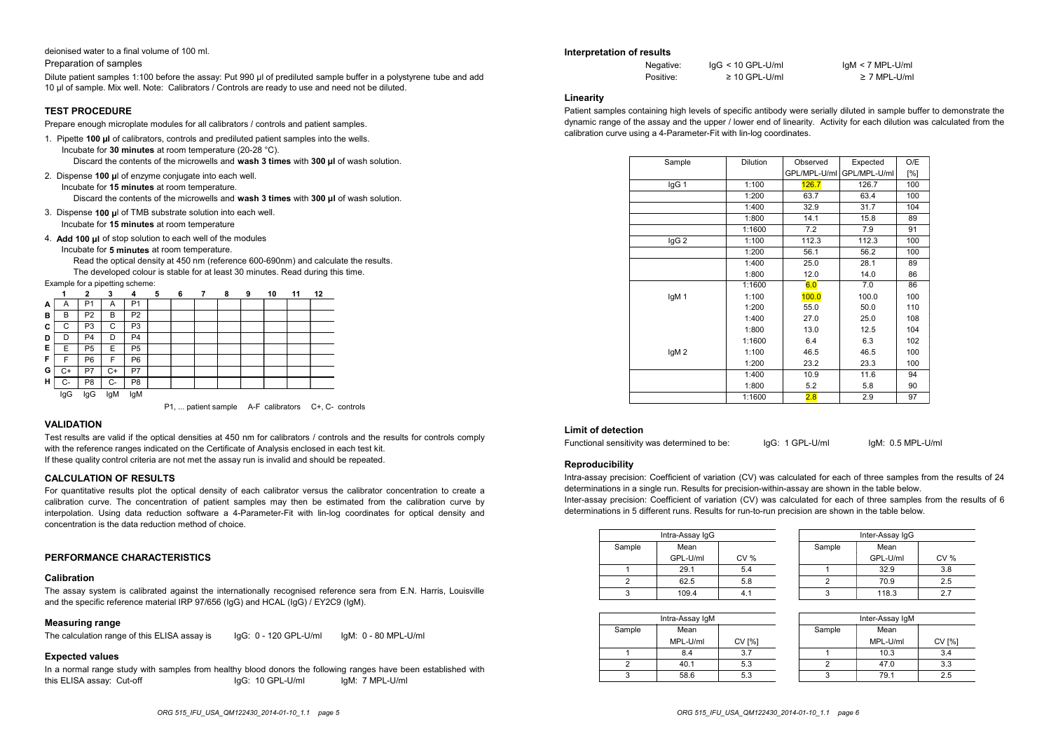deionised water to a final volume of 100 ml.

Preparation of samples

Dilute patient samples 1:100 before the assay: Put 990 µl of prediluted sample buffer in a polystyrene tube and add 10 µl of sample. Mix well. Note: Calibrators / Controls are ready to use and need not be diluted.

## TEST PROCEDURE

Prepare enough microplate modules for all calibrators / controls and patient samples.

1. Pipette **100 µl** of calibrators, controls and prediluted patient samples into the wells.
   Incubate for **30 minutes** at room temperature (20-28 °C).
   Discard the contents of the microwells and **wash 3 times** with **300 µl** of wash solution.
2. Dispense **100 µl** of enzyme conjugate into each well.
   Incubate for **15 minutes** at room temperature.
   Discard the contents of the microwells and **wash 3 times** with **300 µl** of wash solution.
3. Dispense **100 µl** of TMB substrate solution into each well.
   Incubate for **15 minutes** at room temperature
4. **Add 100 µl** of stop solution to each well of the modules
   Incubate for **5 minutes** at room temperature.
   Read the optical density at 450 nm (reference 600-690nm) and calculate the results.
   The developed colour is stable for at least 30 minutes. Read during this time.

Example for a pipetting scheme:

| | 1 | 2 | 3 | 4 | 5 | 6 | 7 | 8 | 9 | 10 | 11 | 12 |
|---|---|---|---|---|---|---|---|---|---|---|---|---|
| **A** | A | P1 | A | P1 | | | | | | | | |
| **B** | B | P2 | B | P2 | | | | | | | | |
| **C** | C | P3 | C | P3 | | | | | | | | |
| **D** | D | P4 | D | P4 | | | | | | | | |
| **E** | E | P5 | E | P5 | | | | | | | | |
| **F** | F | P6 | F | P6 | | | | | | | | |
| **G** | C+ | P7 | C+ | P7 | | | | | | | | |
| **H** | C- | P8 | C- | P8 | | | | | | | | |
| | IgG | IgG | IgM | IgM | | | | | | | | |

P1, ... patient sample A-F calibrators C+, C- controls

## VALIDATION

Test results are valid if the optical densities at 450 nm for calibrators / controls and the results for controls comply with the reference ranges indicated on the Certificate of Analysis enclosed in each test kit.
If these quality control criteria are not met the assay run is invalid and should be repeated.

## CALCULATION OF RESULTS

For quantitative results plot the optical density of each calibrator versus the calibrator concentration to create a calibration curve. The concentration of patient samples may then be estimated from the calibration curve by interpolation. Using data reduction software a 4-Parameter-Fit with lin-log coordinates for optical density and concentration is the data reduction method of choice.

## PERFORMANCE CHARACTERISTICS

### Calibration

The assay system is calibrated against the internationally recognised reference sera from E.N. Harris, Louisville and the specific reference material IRP 97/656 (IgG) and HCAL (IgG) / EY2C9 (IgM).

### Measuring range

The calculation range of this ELISA assay is IgG: 0 - 120 GPL-U/ml IgM: 0 - 80 MPL-U/ml

### Expected values

In a normal range study with samples from healthy blood donors the following ranges have been established with this ELISA assay: Cut-off IgG: 10 GPL-U/ml IgM: 7 MPL-U/ml

### Interpretation of results

| | | |
|---|---|---|
| Negative: | IgG < 10 GPL-U/ml | IgM < 7 MPL-U/ml |
| Positive: | ≥ 10 GPL-U/ml | ≥ 7 MPL-U/ml |

### Linearity

Patient samples containing high levels of specific antibody were serially diluted in sample buffer to demonstrate the dynamic range of the assay and the upper / lower end of linearity. Activity for each dilution was calculated from the calibration curve using a 4-Parameter-Fit with lin-log coordinates.

| Sample | Dilution | Observed GPL/MPL-U/ml | Expected GPL/MPL-U/ml | O/E [%] |
|---|---|---|---|---|
| IgG 1 | 1:100 | 126.7 | 126.7 | 100 |
| | 1:200 | 63.7 | 63.4 | 100 |
| | 1:400 | 32.9 | 31.7 | 104 |
| | 1:800 | 14.1 | 15.8 | 89 |
| | 1:1600 | 7.2 | 7.9 | 91 |
| IgG 2 | 1:100 | 112.3 | 112.3 | 100 |
| | 1:200 | 56.1 | 56.2 | 100 |
| | 1:400 | 25.0 | 28.1 | 89 |
| | 1:800 | 12.0 | 14.0 | 86 |
| | 1:1600 | 6.0 | 7.0 | 86 |
| IgM 1 | 1:100 | 100.0 | 100.0 | 100 |
| | 1:200 | 55.0 | 50.0 | 110 |
| | 1:400 | 27.0 | 25.0 | 108 |
| | 1:800 | 13.0 | 12.5 | 104 |
| | 1:1600 | 6.4 | 6.3 | 102 |
| IgM 2 | 1:100 | 46.5 | 46.5 | 100 |
| | 1:200 | 23.2 | 23.3 | 100 |
| | 1:400 | 10.9 | 11.6 | 94 |
| | 1:800 | 5.2 | 5.8 | 90 |
| | 1:1600 | 2.8 | 2.9 | 97 |

### Limit of detection

Functional sensitivity was determined to be: IgG: 1 GPL-U/ml IgM: 0.5 MPL-U/ml

### Reproducibility

Intra-assay precision: Coefficient of variation (CV) was calculated for each of three samples from the results of 24 determinations in a single run. Results for precision-within-assay are shown in the table below.
Inter-assay precision: Coefficient of variation (CV) was calculated for each of three samples from the results of 6 determinations in 5 different runs. Results for run-to-run precision are shown in the table below.

| Intra-Assay IgG | | |
|---|---|---|
| Sample | Mean GPL-U/ml | CV % |
| 1 | 29.1 | 5.4 |
| 2 | 62.5 | 5.8 |
| 3 | 109.4 | 4.1 |

| Inter-Assay IgG | | |
|---|---|---|
| Sample | Mean GPL-U/ml | CV % |
| 1 | 32.9 | 3.8 |
| 2 | 70.9 | 2.5 |
| 3 | 118.3 | 2.7 |

| Intra-Assay IgM | | |
|---|---|---|
| Sample | Mean MPL-U/ml | CV [%] |
| 1 | 8.4 | 3.7 |
| 2 | 40.1 | 5.3 |
| 3 | 58.6 | 5.3 |

| Inter-Assay IgM | | |
|---|---|---|
| Sample | Mean MPL-U/ml | CV [%] |
| 1 | 10.3 | 3.4 |
| 2 | 47.0 | 3.3 |
| 3 | 79.1 | 2.5 |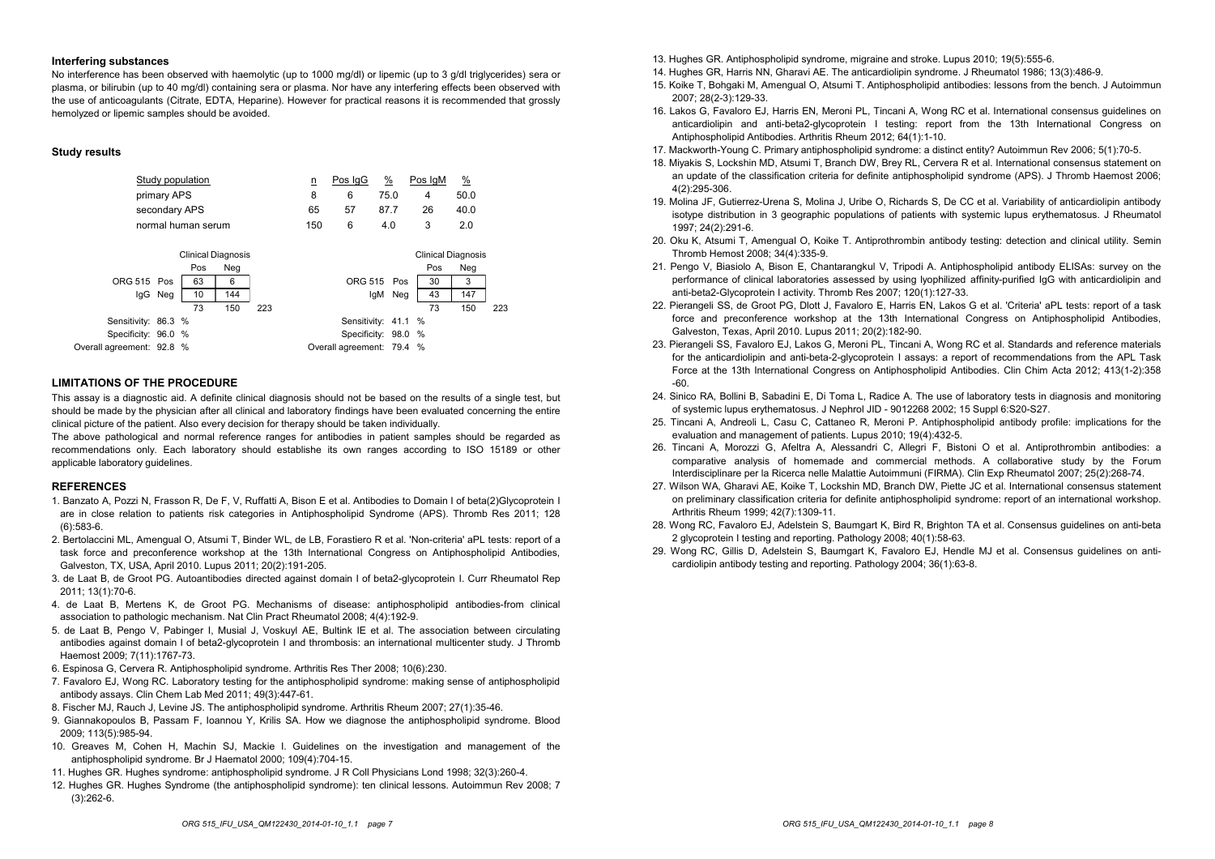### Interfering substances

No interference has been observed with haemolytic (up to 1000 mg/dl) or lipemic (up to 3 g/dl triglycerides) sera or plasma, or bilirubin (up to 40 mg/dl) containing sera or plasma. Nor have any interfering effects been observed with the use of anticoagulants (Citrate, EDTA, Heparine). However for practical reasons it is recommended that grossly hemolyzed or lipemic samples should be avoided.

### Study results

| Study population | n | Pos IgG | % | Pos IgM | % |
|---|---|---|---|---|---|
| primary APS | 8 | 6 | 75.0 | 4 | 50.0 |
| secondary APS | 65 | 57 | 87.7 | 26 | 40.0 |
| normal human serum | 150 | 6 | 4.0 | 3 | 2.0 |

| | | Clinical Diagnosis Pos | Clinical Diagnosis Neg | |
|---|---|---|---|---|
| ORG 515 IgG | Pos | 63 | 6 | |
| | Neg | 10 | 144 | |
| | | 73 | 150 | 223 |

Sensitivity: 86.3 %
Specificity: 96.0 %
Overall agreement: 92.8 %

| | | Clinical Diagnosis Pos | Clinical Diagnosis Neg | |
|---|---|---|---|---|
| ORG 515 IgM | Pos | 30 | 3 | |
| | Neg | 43 | 147 | |
| | | 73 | 150 | 223 |

Sensitivity: 41.1 %
Specificity: 98.0 %
Overall agreement: 79.4 %

## LIMITATIONS OF THE PROCEDURE

This assay is a diagnostic aid. A definite clinical diagnosis should not be based on the results of a single test, but should be made by the physician after all clinical and laboratory findings have been evaluated concerning the entire clinical picture of the patient. Also every decision for therapy should be taken individually.

The above pathological and normal reference ranges for antibodies in patient samples should be regarded as recommendations only. Each laboratory should establishe its own ranges according to ISO 15189 or other applicable laboratory guidelines.

## REFERENCES

1. Banzato A, Pozzi N, Frasson R, De F, V, Ruffatti A, Bison E et al. Antibodies to Domain I of beta(2)Glycoprotein I are in close relation to patients risk categories in Antiphospholipid Syndrome (APS). Thromb Res 2011; 128 (6):583-6.
2. Bertolaccini ML, Amengual O, Atsumi T, Binder WL, de LB, Forastiero R et al. 'Non-criteria' aPL tests: report of a task force and preconference workshop at the 13th International Congress on Antiphospholipid Antibodies, Galveston, TX, USA, April 2010. Lupus 2011; 20(2):191-205.
3. de Laat B, de Groot PG. Autoantibodies directed against domain I of beta2-glycoprotein I. Curr Rheumatol Rep 2011; 13(1):70-6.
4. de Laat B, Mertens K, de Groot PG. Mechanisms of disease: antiphospholipid antibodies-from clinical association to pathologic mechanism. Nat Clin Pract Rheumatol 2008; 4(4):192-9.
5. de Laat B, Pengo V, Pabinger I, Musial J, Voskuyl AE, Bultink IE et al. The association between circulating antibodies against domain I of beta2-glycoprotein I and thrombosis: an international multicenter study. J Thromb Haemost 2009; 7(11):1767-73.
6. Espinosa G, Cervera R. Antiphospholipid syndrome. Arthritis Res Ther 2008; 10(6):230.
7. Favaloro EJ, Wong RC. Laboratory testing for the antiphospholipid syndrome: making sense of antiphospholipid antibody assays. Clin Chem Lab Med 2011; 49(3):447-61.
8. Fischer MJ, Rauch J, Levine JS. The antiphospholipid syndrome. Arthritis Rheum 2007; 27(1):35-46.
9. Giannakopoulos B, Passam F, Ioannou Y, Krilis SA. How we diagnose the antiphospholipid syndrome. Blood 2009; 113(5):985-94.
10. Greaves M, Cohen H, Machin SJ, Mackie I. Guidelines on the investigation and management of the antiphospholipid syndrome. Br J Haematol 2000; 109(4):704-15.
11. Hughes GR. Hughes syndrome: antiphospholipid syndrome. J R Coll Physicians Lond 1998; 32(3):260-4.
12. Hughes GR. Hughes Syndrome (the antiphospholipid syndrome): ten clinical lessons. Autoimmun Rev 2008; 7 (3):262-6.
13. Hughes GR. Antiphospholipid syndrome, migraine and stroke. Lupus 2010; 19(5):555-6.
14. Hughes GR, Harris NN, Gharavi AE. The anticardiolipin syndrome. J Rheumatol 1986; 13(3):486-9.
15. Koike T, Bohgaki M, Amengual O, Atsumi T. Antiphospholipid antibodies: lessons from the bench. J Autoimmun 2007; 28(2-3):129-33.
16. Lakos G, Favaloro EJ, Harris EN, Meroni PL, Tincani A, Wong RC et al. International consensus guidelines on anticardiolipin and anti-beta2-glycoprotein I testing: report from the 13th International Congress on Antiphospholipid Antibodies. Arthritis Rheum 2012; 64(1):1-10.
17. Mackworth-Young C. Primary antiphospholipid syndrome: a distinct entity? Autoimmun Rev 2006; 5(1):70-5.
18. Miyakis S, Lockshin MD, Atsumi T, Branch DW, Brey RL, Cervera R et al. International consensus statement on an update of the classification criteria for definite antiphospholipid syndrome (APS). J Thromb Haemost 2006; 4(2):295-306.
19. Molina JF, Gutierrez-Urena S, Molina J, Uribe O, Richards S, De CC et al. Variability of anticardiolipin antibody isotype distribution in 3 geographic populations of patients with systemic lupus erythematosus. J Rheumatol 1997; 24(2):291-6.
20. Oku K, Atsumi T, Amengual O, Koike T. Antiprothrombin antibody testing: detection and clinical utility. Semin Thromb Hemost 2008; 34(4):335-9.
21. Pengo V, Biasiolo A, Bison E, Chantarangkul V, Tripodi A. Antiphospholipid antibody ELISAs: survey on the performance of clinical laboratories assessed by using lyophilized affinity-purified IgG with anticardiolipin and anti-beta2-Glycoprotein I activity. Thromb Res 2007; 120(1):127-33.
22. Pierangeli SS, de Groot PG, Dlott J, Favaloro E, Harris EN, Lakos G et al. 'Criteria' aPL tests: report of a task force and preconference workshop at the 13th International Congress on Antiphospholipid Antibodies, Galveston, Texas, April 2010. Lupus 2011; 20(2):182-90.
23. Pierangeli SS, Favaloro EJ, Lakos G, Meroni PL, Tincani A, Wong RC et al. Standards and reference materials for the anticardiolipin and anti-beta-2-glycoprotein I assays: a report of recommendations from the APL Task Force at the 13th International Congress on Antiphospholipid Antibodies. Clin Chim Acta 2012; 413(1-2):358 -60.
24. Sinico RA, Bollini B, Sabadini E, Di Toma L, Radice A. The use of laboratory tests in diagnosis and monitoring of systemic lupus erythematosus. J Nephrol JID - 9012268 2002; 15 Suppl 6:S20-S27.
25. Tincani A, Andreoli L, Casu C, Cattaneo R, Meroni P. Antiphospholipid antibody profile: implications for the evaluation and management of patients. Lupus 2010; 19(4):432-5.
26. Tincani A, Morozzi G, Afeltra A, Alessandri C, Allegri F, Bistoni O et al. Antiprothrombin antibodies: a comparative analysis of homemade and commercial methods. A collaborative study by the Forum Interdisciplinare per la Ricerca nelle Malattie Autoimmuni (FIRMA). Clin Exp Rheumatol 2007; 25(2):268-74.
27. Wilson WA, Gharavi AE, Koike T, Lockshin MD, Branch DW, Piette JC et al. International consensus statement on preliminary classification criteria for definite antiphospholipid syndrome: report of an international workshop. Arthritis Rheum 1999; 42(7):1309-11.
28. Wong RC, Favaloro EJ, Adelstein S, Baumgart K, Bird R, Brighton TA et al. Consensus guidelines on anti-beta 2 glycoprotein I testing and reporting. Pathology 2008; 40(1):58-63.
29. Wong RC, Gillis D, Adelstein S, Baumgart K, Favaloro EJ, Hendle MJ et al. Consensus guidelines on anti-cardiolipin antibody testing and reporting. Pathology 2004; 36(1):63-8.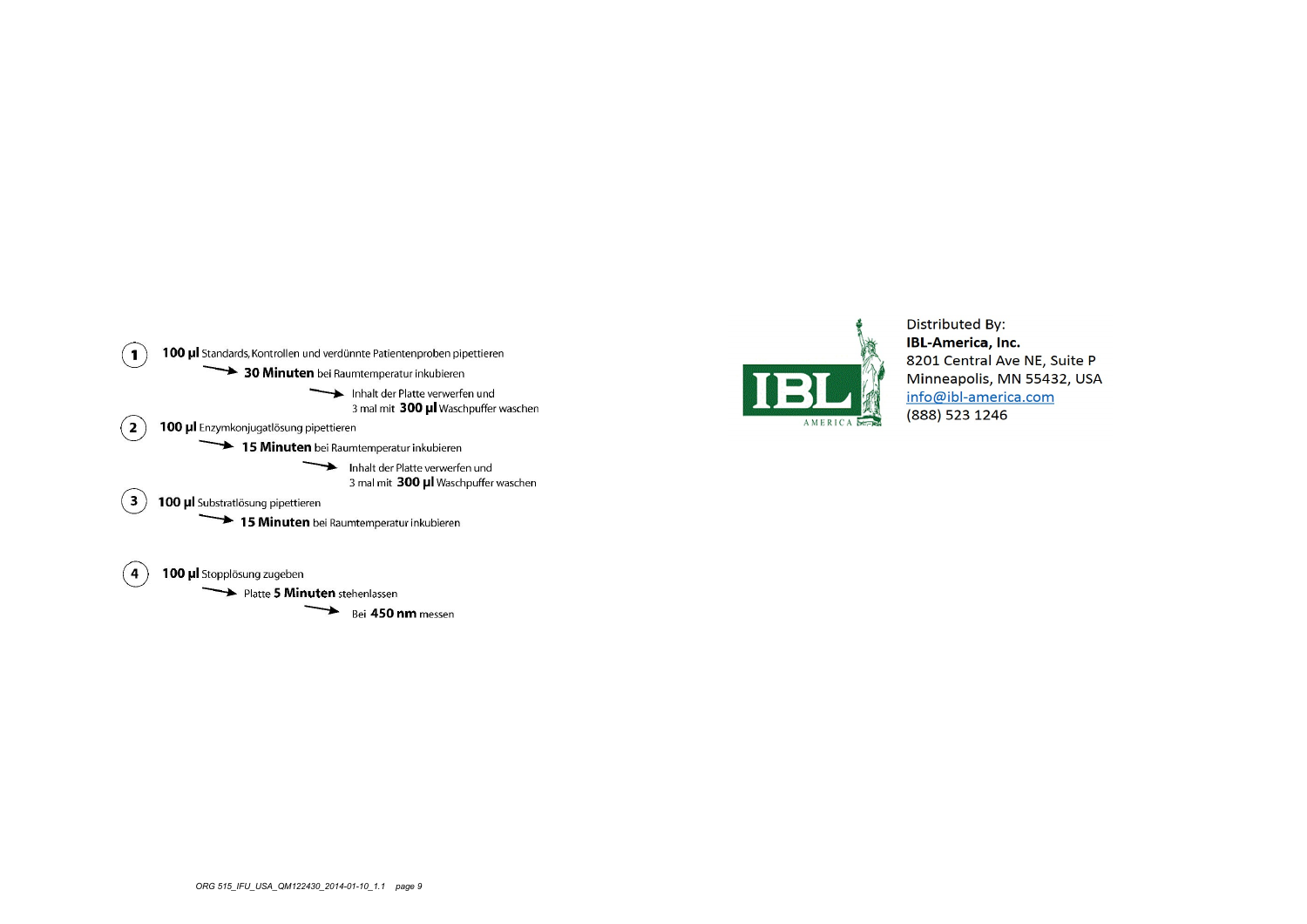1. **100 µl** Standards, Kontrollen und verdünnte Patientenproben pipettieren
   - → **30 Minuten** bei Raumtemperatur inkubieren
     - → Inhalt der Platte verwerfen und 3 mal mit **300 µl** Waschpuffer waschen
2. **100 µl** Enzymkonjugatlösung pipettieren
   - → **15 Minuten** bei Raumtemperatur inkubieren
     - → Inhalt der Platte verwerfen und 3 mal mit **300 µl** Waschpuffer waschen
3. **100 µl** Substratlösung pipettieren
   - → **15 Minuten** bei Raumtemperatur inkubieren
4. **100 µl** Stopplösung zugeben
   - → Platte **5 Minuten** stehenlassen
     - → Bei **450 nm** messen

Distributed By:
**IBL-America, Inc.**
8201 Central Ave NE, Suite P
Minneapolis, MN 55432, USA
info@ibl-america.com
(888) 523 1246

ORG 515_IFU_USA_QM122430_2014-01-10_1.1